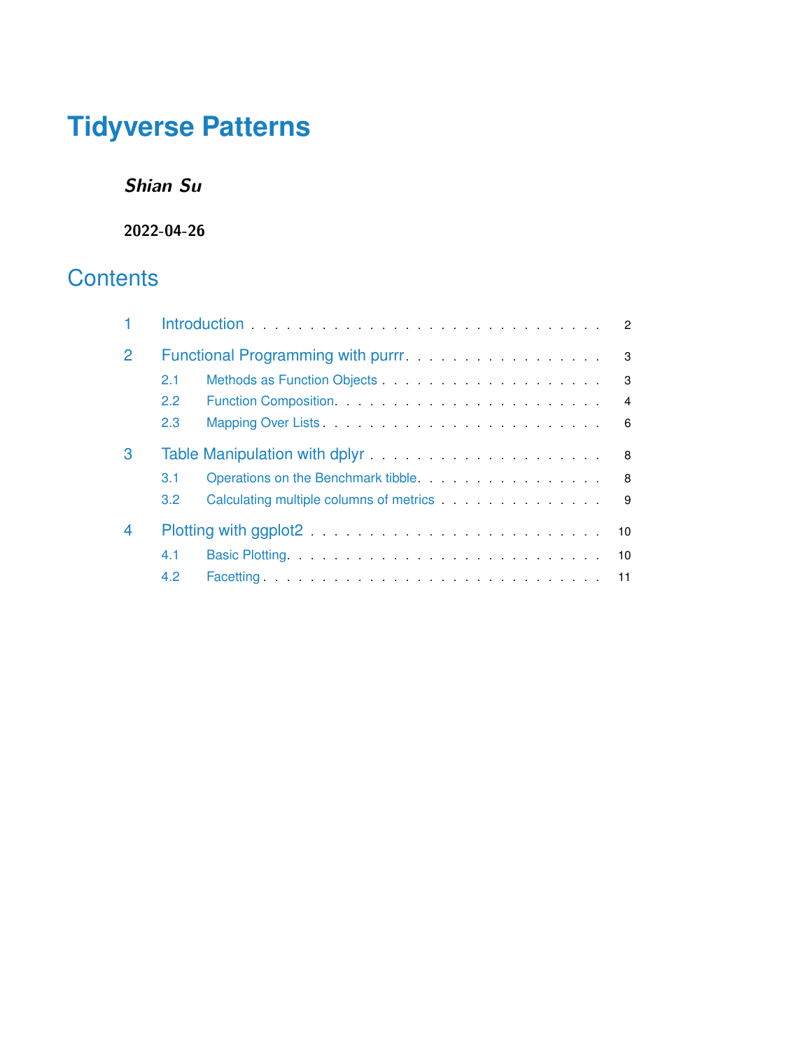# Tidyverse Patterns

***Shian Su***

**2022-04-26**

## Contents

1 Introduction . . . . . . . . . . . . . . . . . . . . . . . . . . . . . . 2

2 Functional Programming with purrr . . . . . . . . . . . . . . . . . . 3

- 2.1 Methods as Function Objects . . . . . . . . . . . . . . . . . . . 3
- 2.2 Function Composition . . . . . . . . . . . . . . . . . . . . . . . 4
- 2.3 Mapping Over Lists . . . . . . . . . . . . . . . . . . . . . . . . 6

3 Table Manipulation with dplyr . . . . . . . . . . . . . . . . . . . . . 8

- 3.1 Operations on the Benchmark tibble . . . . . . . . . . . . . . . . 8
- 3.2 Calculating multiple columns of metrics . . . . . . . . . . . . . . 9

4 Plotting with ggplot2 . . . . . . . . . . . . . . . . . . . . . . . . . . 10

- 4.1 Basic Plotting . . . . . . . . . . . . . . . . . . . . . . . . . . . 10
- 4.2 Facetting . . . . . . . . . . . . . . . . . . . . . . . . . . . . . . 11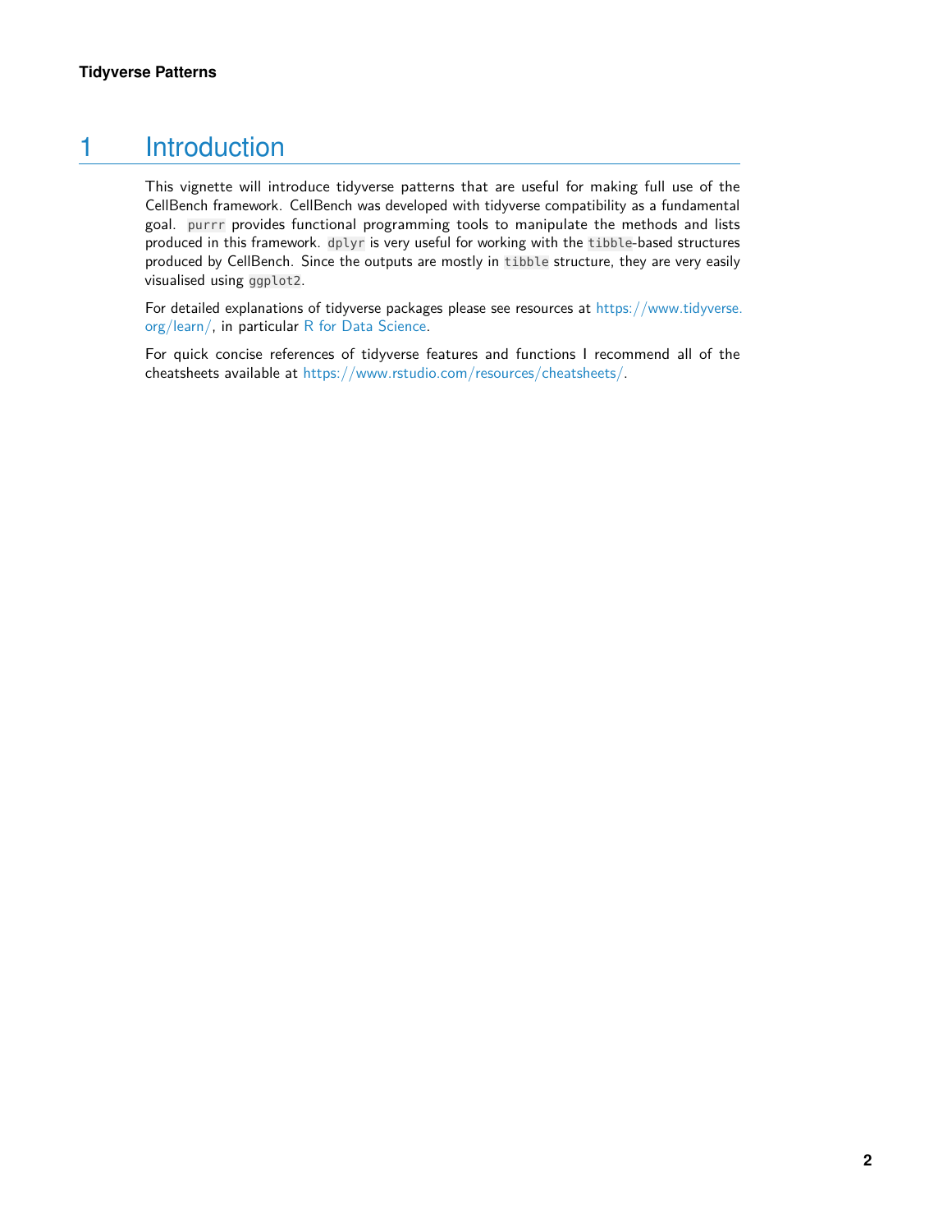# 1 Introduction

This vignette will introduce tidyverse patterns that are useful for making full use of the CellBench framework. CellBench was developed with tidyverse compatibility as a fundamental goal. `purrr` provides functional programming tools to manipulate the methods and lists produced in this framework. `dplyr` is very useful for working with the `tibble`-based structures produced by CellBench. Since the outputs are mostly in `tibble` structure, they are very easily visualised using `ggplot2`.

For detailed explanations of tidyverse packages please see resources at https://www.tidyverse.org/learn/, in particular R for Data Science.

For quick concise references of tidyverse features and functions I recommend all of the cheatsheets available at https://www.rstudio.com/resources/cheatsheets/.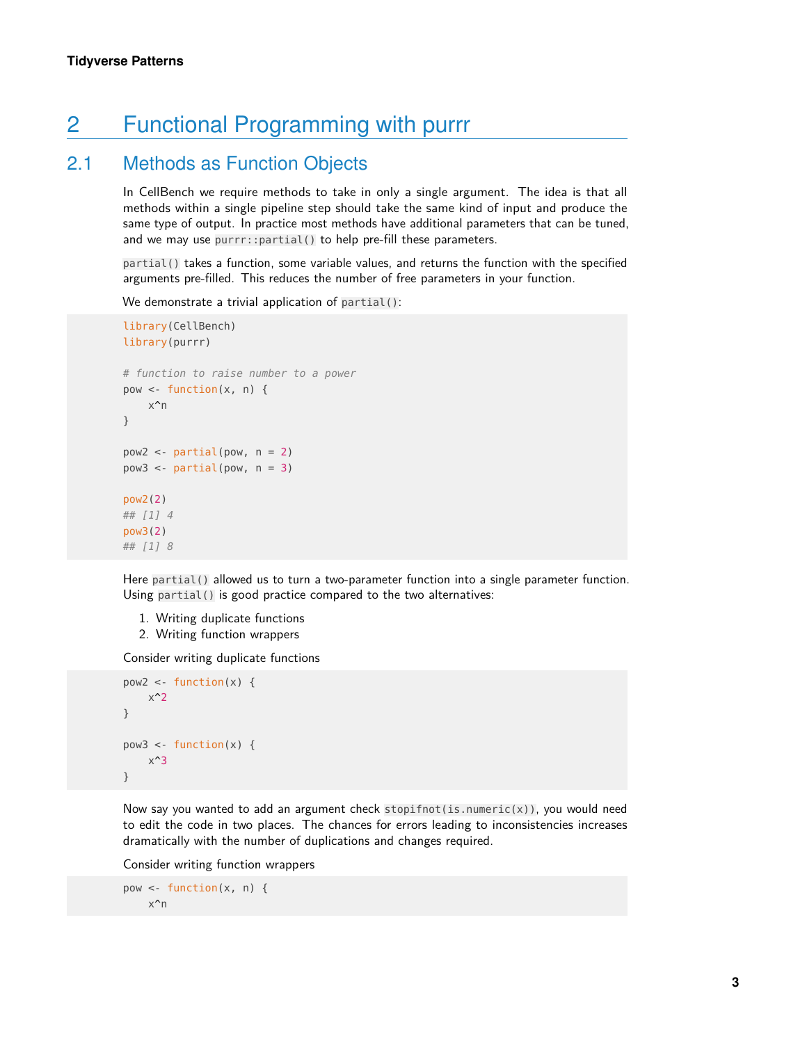# 2 Functional Programming with purrr

## 2.1 Methods as Function Objects

In CellBench we require methods to take in only a single argument. The idea is that all methods within a single pipeline step should take the same kind of input and produce the same type of output. In practice most methods have additional parameters that can be tuned, and we may use `purrr::partial()` to help pre-fill these parameters.

`partial()` takes a function, some variable values, and returns the function with the specified arguments pre-filled. This reduces the number of free parameters in your function.

We demonstrate a trivial application of `partial()`:

```
library(CellBench)
library(purrr)

# function to raise number to a power
pow <- function(x, n) {
    x^n
}

pow2 <- partial(pow, n = 2)
pow3 <- partial(pow, n = 3)

pow2(2)
## [1] 4
pow3(2)
## [1] 8
```

Here `partial()` allowed us to turn a two-parameter function into a single parameter function. Using `partial()` is good practice compared to the two alternatives:

1. Writing duplicate functions
2. Writing function wrappers

Consider writing duplicate functions

```
pow2 <- function(x) {
    x^2
}

pow3 <- function(x) {
    x^3
}
```

Now say you wanted to add an argument check `stopifnot(is.numeric(x))`, you would need to edit the code in two places. The chances for errors leading to inconsistencies increases dramatically with the number of duplications and changes required.

Consider writing function wrappers

```
pow <- function(x, n) {
    x^n
```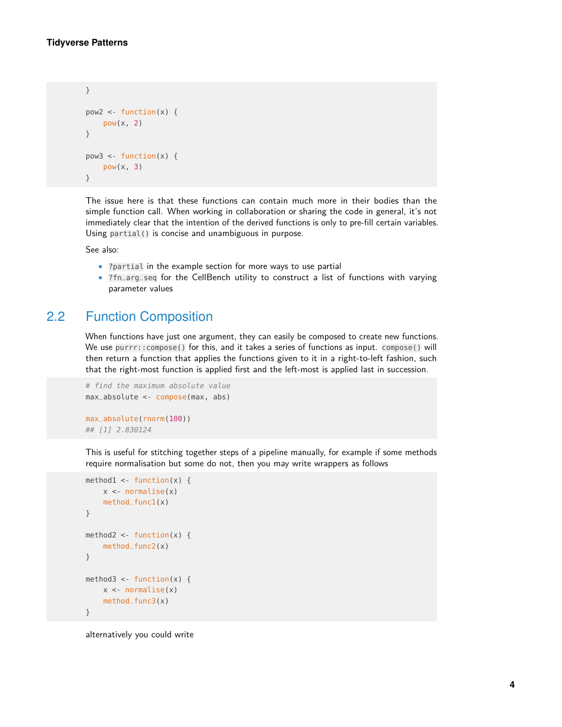```
}

pow2 <- function(x) {
    pow(x, 2)
}

pow3 <- function(x) {
    pow(x, 3)
}
```

The issue here is that these functions can contain much more in their bodies than the simple function call. When working in collaboration or sharing the code in general, it's not immediately clear that the intention of the derived functions is only to pre-fill certain variables. Using `partial()` is concise and unambiguous in purpose.

See also:

- `?partial` in the example section for more ways to use partial
- `?fn_arg_seq` for the CellBench utility to construct a list of functions with varying parameter values

## 2.2 Function Composition

When functions have just one argument, they can easily be composed to create new functions. We use `purrr::compose()` for this, and it takes a series of functions as input. `compose()` will then return a function that applies the functions given to it in a right-to-left fashion, such that the right-most function is applied first and the left-most is applied last in succession.

```
# find the maximum absolute value
max_absolute <- compose(max, abs)

max_absolute(rnorm(100))
## [1] 2.830124
```

This is useful for stitching together steps of a pipeline manually, for example if some methods require normalisation but some do not, then you may write wrappers as follows

```
method1 <- function(x) {
    x <- normalise(x)
    method_func1(x)
}

method2 <- function(x) {
    method_func2(x)
}

method3 <- function(x) {
    x <- normalise(x)
    method_func3(x)
}
```

alternatively you could write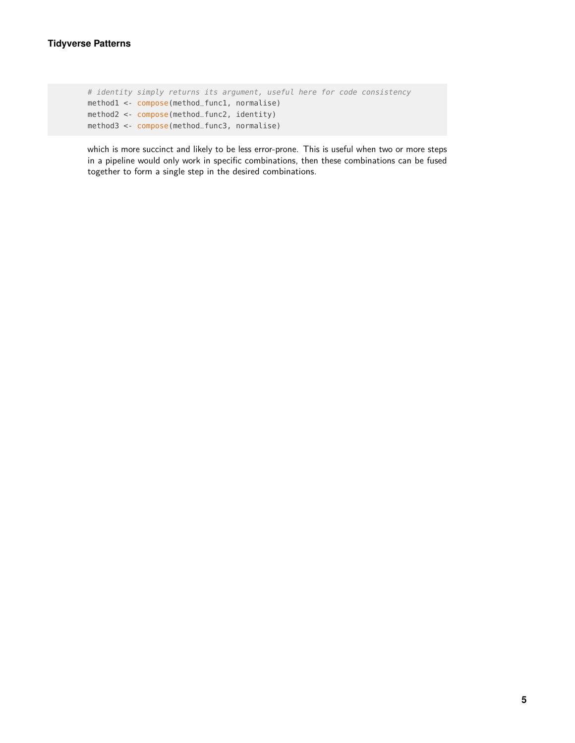```r
# identity simply returns its argument, useful here for code consistency
method1 <- compose(method_func1, normalise)
method2 <- compose(method_func2, identity)
method3 <- compose(method_func3, normalise)
```

which is more succinct and likely to be less error-prone. This is useful when two or more steps in a pipeline would only work in specific combinations, then these combinations can be fused together to form a single step in the desired combinations.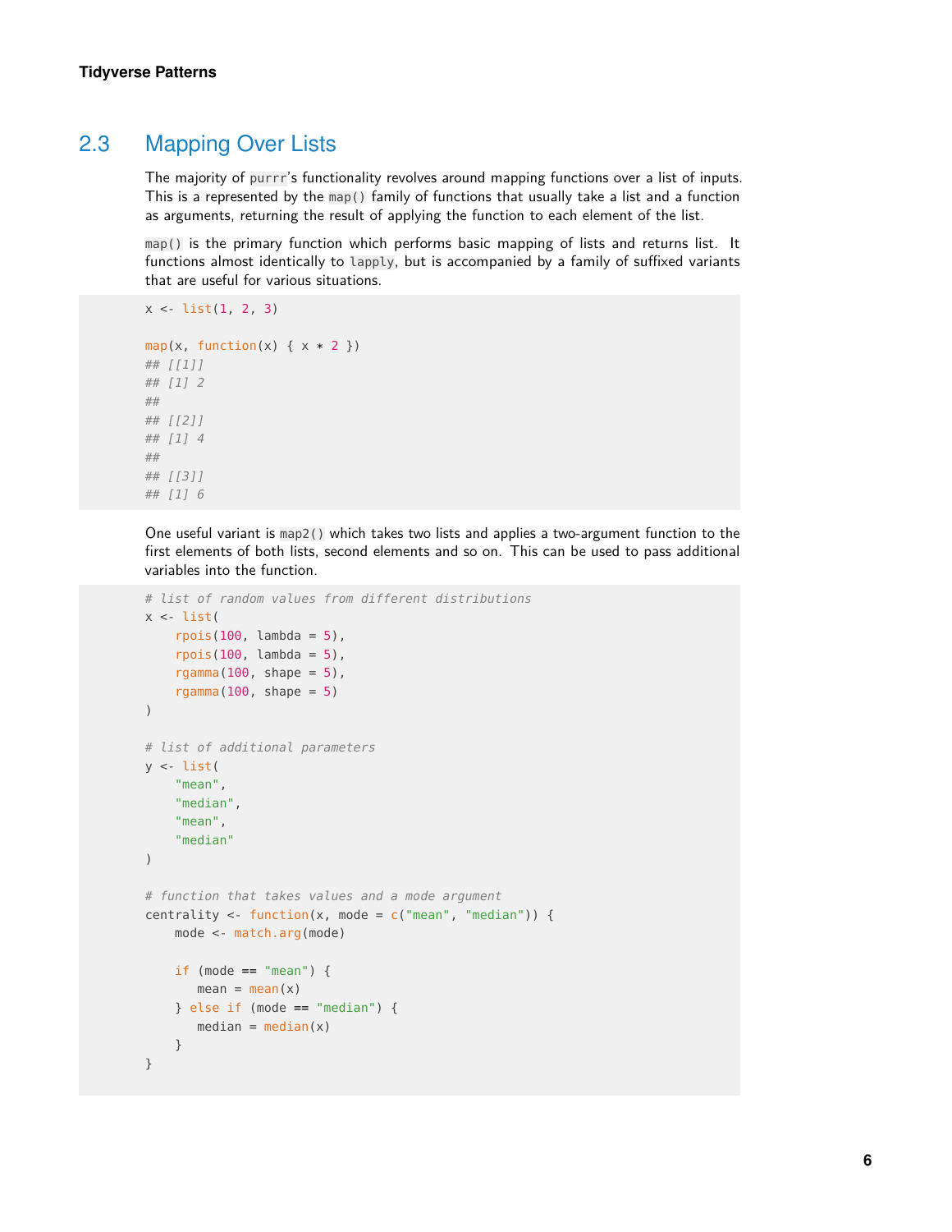## 2.3 Mapping Over Lists

The majority of `purrr`'s functionality revolves around mapping functions over a list of inputs. This is a represented by the `map()` family of functions that usually take a list and a function as arguments, returning the result of applying the function to each element of the list.

`map()` is the primary function which performs basic mapping of lists and returns list. It functions almost identically to `lapply`, but is accompanied by a family of suffixed variants that are useful for various situations.

```
x <- list(1, 2, 3)

map(x, function(x) { x * 2 })
## [[1]]
## [1] 2
##
## [[2]]
## [1] 4
##
## [[3]]
## [1] 6
```

One useful variant is `map2()` which takes two lists and applies a two-argument function to the first elements of both lists, second elements and so on. This can be used to pass additional variables into the function.

```
# list of random values from different distributions
x <- list(
    rpois(100, lambda = 5),
    rpois(100, lambda = 5),
    rgamma(100, shape = 5),
    rgamma(100, shape = 5)
)

# list of additional parameters
y <- list(
    "mean",
    "median",
    "mean",
    "median"
)

# function that takes values and a mode argument
centrality <- function(x, mode = c("mean", "median")) {
    mode <- match.arg(mode)

    if (mode == "mean") {
       mean = mean(x)
    } else if (mode == "median") {
       median = median(x)
    }
}
```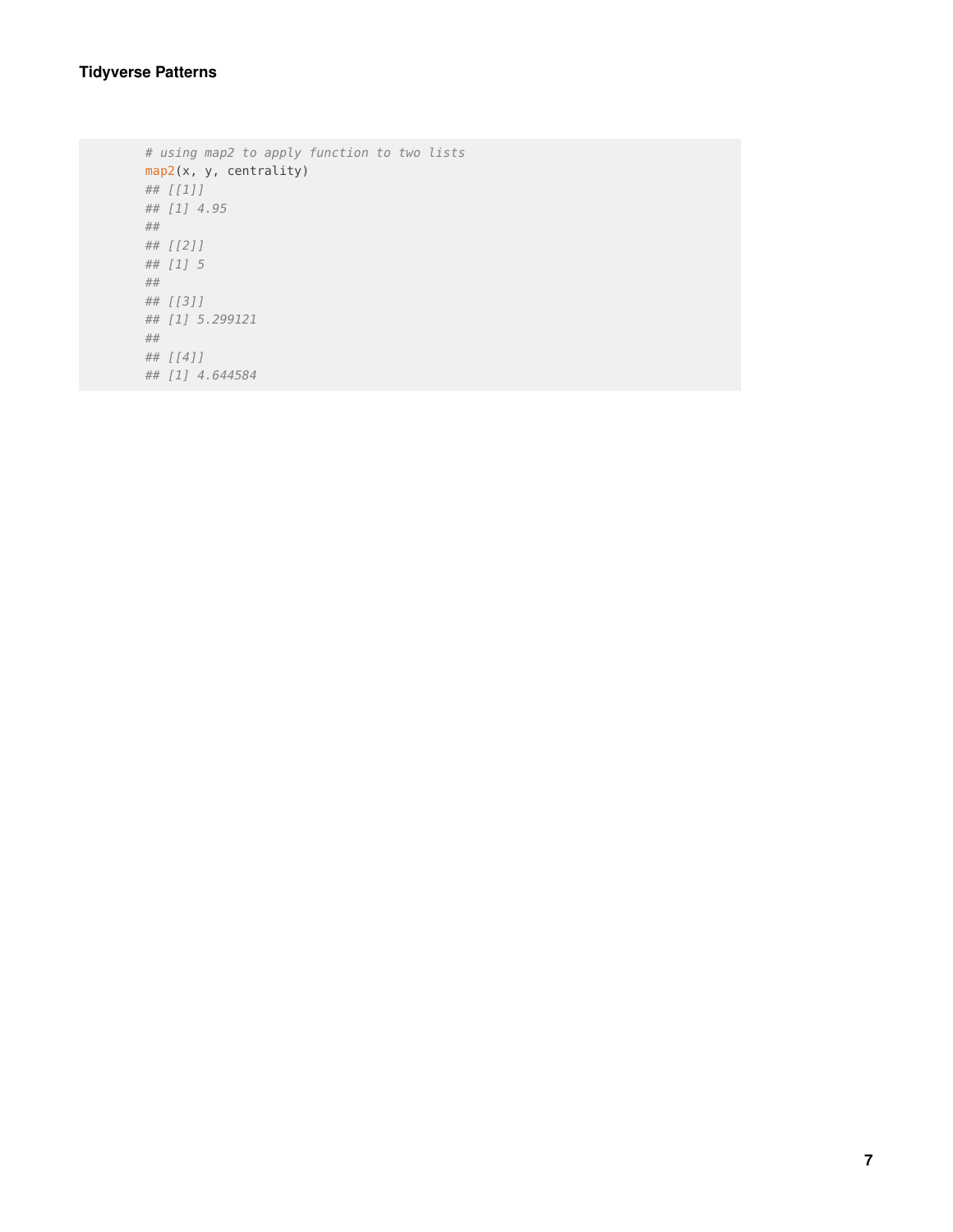```r
# using map2 to apply function to two lists
map2(x, y, centrality)
## [[1]]
## [1] 4.95
##
## [[2]]
## [1] 5
##
## [[3]]
## [1] 5.299121
##
## [[4]]
## [1] 4.644584
```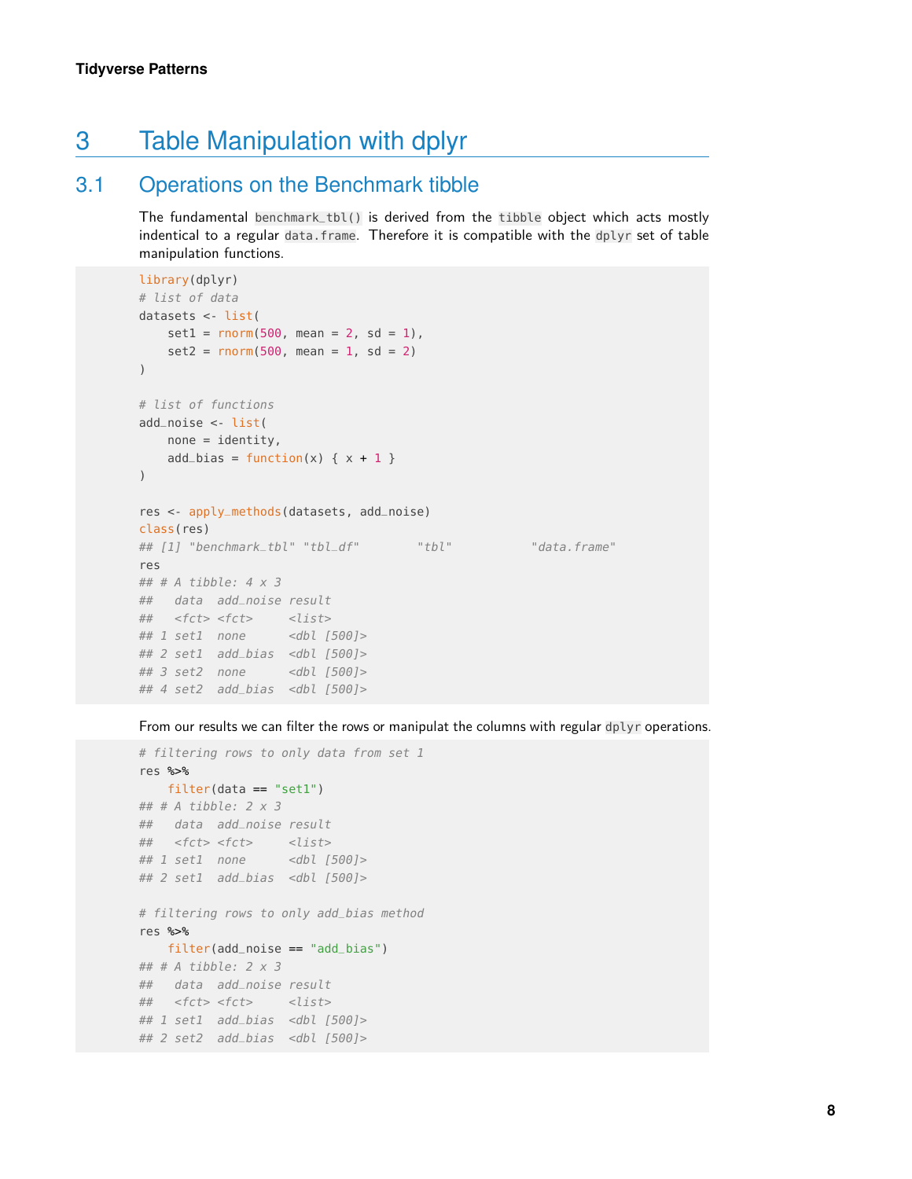# 3 Table Manipulation with dplyr

## 3.1 Operations on the Benchmark tibble

The fundamental `benchmark_tbl()` is derived from the `tibble` object which acts mostly indentical to a regular `data.frame`. Therefore it is compatible with the `dplyr` set of table manipulation functions.

```
library(dplyr)
# list of data
datasets <- list(
    set1 = rnorm(500, mean = 2, sd = 1),
    set2 = rnorm(500, mean = 1, sd = 2)
)

# list of functions
add_noise <- list(
    none = identity,
    add_bias = function(x) { x + 1 }
)

res <- apply_methods(datasets, add_noise)
class(res)
## [1] "benchmark_tbl" "tbl_df"        "tbl"           "data.frame"
res
## # A tibble: 4 x 3
##   data  add_noise result
##   <fct> <fct>     <list>
## 1 set1  none      <dbl [500]>
## 2 set1  add_bias  <dbl [500]>
## 3 set2  none      <dbl [500]>
## 4 set2  add_bias  <dbl [500]>
```

From our results we can filter the rows or manipulat the columns with regular `dplyr` operations.

```
# filtering rows to only data from set 1
res %>%
    filter(data == "set1")
## # A tibble: 2 x 3
##   data  add_noise result
##   <fct> <fct>     <list>
## 1 set1  none      <dbl [500]>
## 2 set1  add_bias  <dbl [500]>

# filtering rows to only add_bias method
res %>%
    filter(add_noise == "add_bias")
## # A tibble: 2 x 3
##   data  add_noise result
##   <fct> <fct>     <list>
## 1 set1  add_bias  <dbl [500]>
## 2 set2  add_bias  <dbl [500]>
```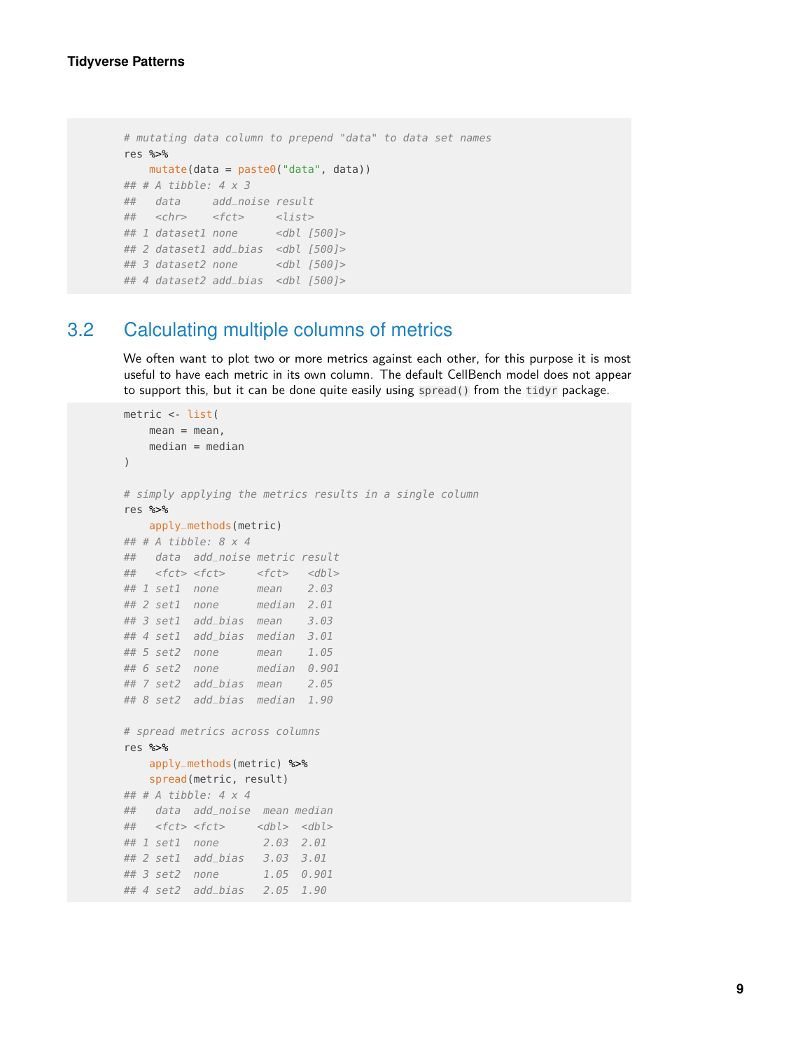```
# mutating data column to prepend "data" to data set names
res %>%
    mutate(data = paste0("data", data))
## # A tibble: 4 x 3
##   data     add_noise result
##   <chr>    <fct>     <list>
## 1 dataset1 none      <dbl [500]>
## 2 dataset1 add_bias  <dbl [500]>
## 3 dataset2 none      <dbl [500]>
## 4 dataset2 add_bias  <dbl [500]>
```

## 3.2 Calculating multiple columns of metrics

We often want to plot two or more metrics against each other, for this purpose it is most useful to have each metric in its own column. The default CellBench model does not appear to support this, but it can be done quite easily using `spread()` from the `tidyr` package.

```
metric <- list(
    mean = mean,
    median = median
)

# simply applying the metrics results in a single column
res %>%
    apply_methods(metric)
## # A tibble: 8 x 4
##   data  add_noise metric result
##   <fct> <fct>     <fct>   <dbl>
## 1 set1  none      mean    2.03
## 2 set1  none      median  2.01
## 3 set1  add_bias  mean    3.03
## 4 set1  add_bias  median  3.01
## 5 set2  none      mean    1.05
## 6 set2  none      median  0.901
## 7 set2  add_bias  mean    2.05
## 8 set2  add_bias  median  1.90

# spread metrics across columns
res %>%
    apply_methods(metric) %>%
    spread(metric, result)
## # A tibble: 4 x 4
##   data  add_noise  mean median
##   <fct> <fct>     <dbl>  <dbl>
## 1 set1  none       2.03  2.01
## 2 set1  add_bias   3.03  3.01
## 3 set2  none       1.05  0.901
## 4 set2  add_bias   2.05  1.90
```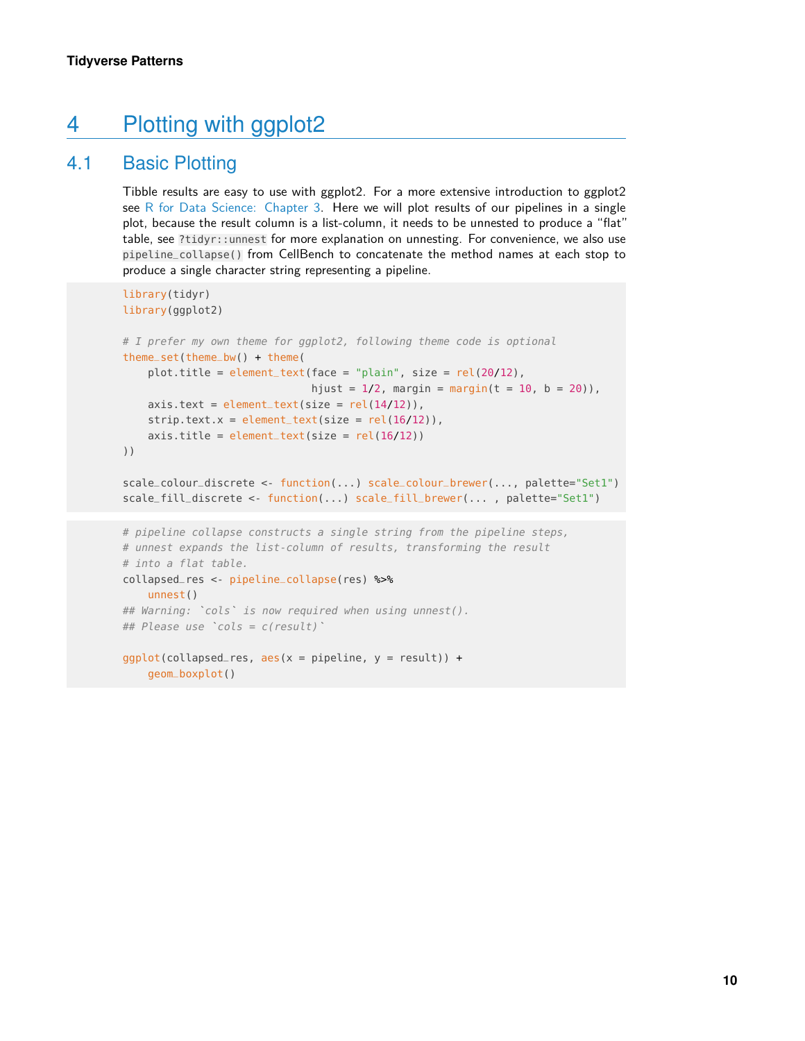# 4 Plotting with ggplot2

## 4.1 Basic Plotting

Tibble results are easy to use with ggplot2. For a more extensive introduction to ggplot2 see R for Data Science: Chapter 3. Here we will plot results of our pipelines in a single plot, because the result column is a list-column, it needs to be unnested to produce a "flat" table, see `?tidyr::unnest` for more explanation on unnesting. For convenience, we also use `pipeline_collapse()` from CellBench to concatenate the method names at each stop to produce a single character string representing a pipeline.

```
library(tidyr)
library(ggplot2)

# I prefer my own theme for ggplot2, following theme code is optional
theme_set(theme_bw() + theme(
    plot.title = element_text(face = "plain", size = rel(20/12),
                              hjust = 1/2, margin = margin(t = 10, b = 20)),
    axis.text = element_text(size = rel(14/12)),
    strip.text.x = element_text(size = rel(16/12)),
    axis.title = element_text(size = rel(16/12))
))

scale_colour_discrete <- function(...) scale_colour_brewer(..., palette="Set1")
scale_fill_discrete <- function(...) scale_fill_brewer(... , palette="Set1")
```

```
# pipeline collapse constructs a single string from the pipeline steps,
# unnest expands the list-column of results, transforming the result
# into a flat table.
collapsed_res <- pipeline_collapse(res) %>%
    unnest()
## Warning: `cols` is now required when using unnest().
## Please use `cols = c(result)`

ggplot(collapsed_res, aes(x = pipeline, y = result)) +
    geom_boxplot()
```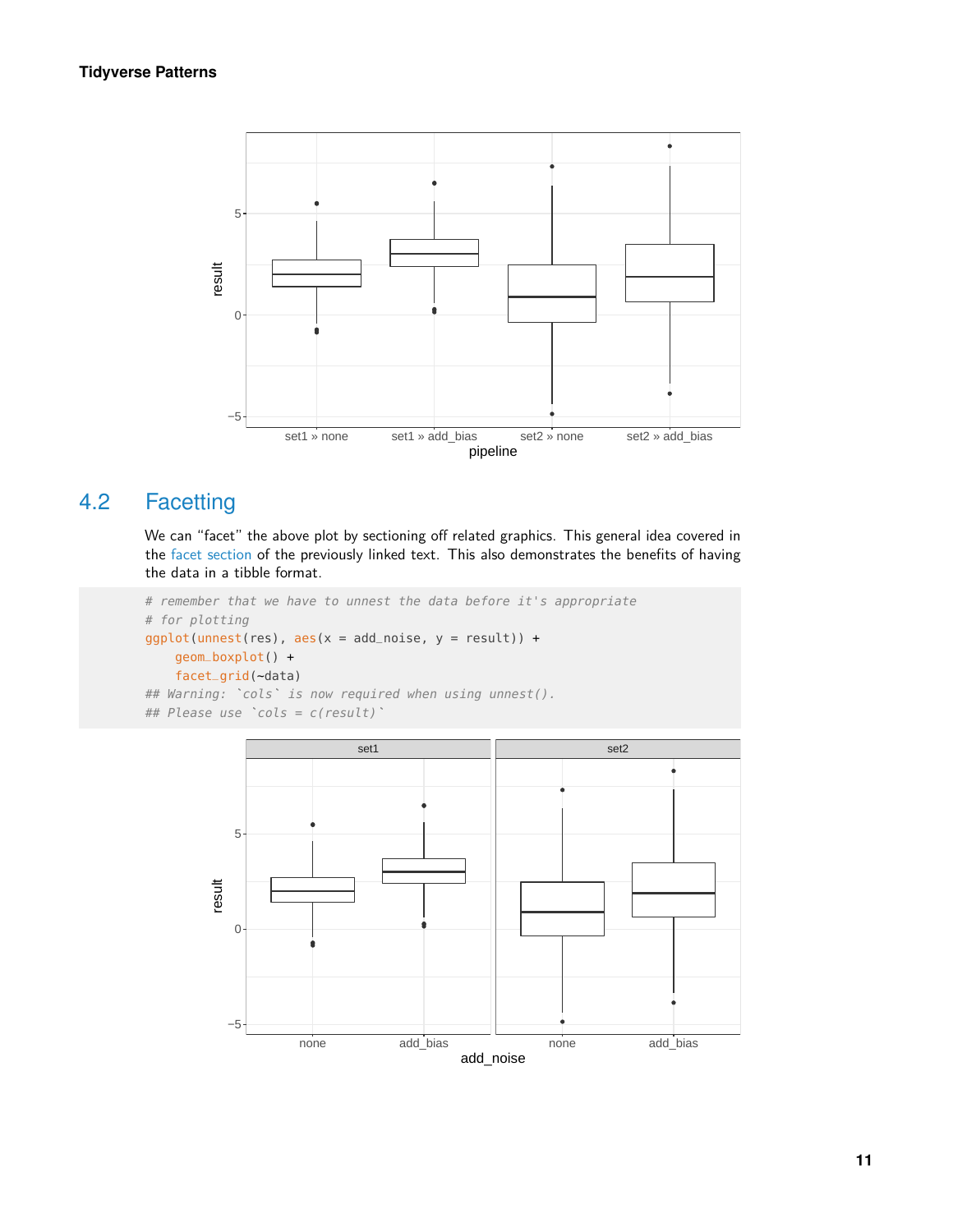result

5

0

−5

set1 » none
set1 » add_bias
set2 » none
set2 » add_bias

pipeline

## 4.2 Facetting

We can "facet" the above plot by sectioning off related graphics. This general idea covered in the facet section of the previously linked text. This also demonstrates the benefits of having the data in a tibble format.

```
# remember that we have to unnest the data before it's appropriate
# for plotting
ggplot(unnest(res), aes(x = add_noise, y = result)) +
    geom_boxplot() +
    facet_grid(~data)
## Warning: `cols` is now required when using unnest().
## Please use `cols = c(result)`
```

set1
set2

result

5

0

−5

none
add_bias
none
add_bias

add_noise